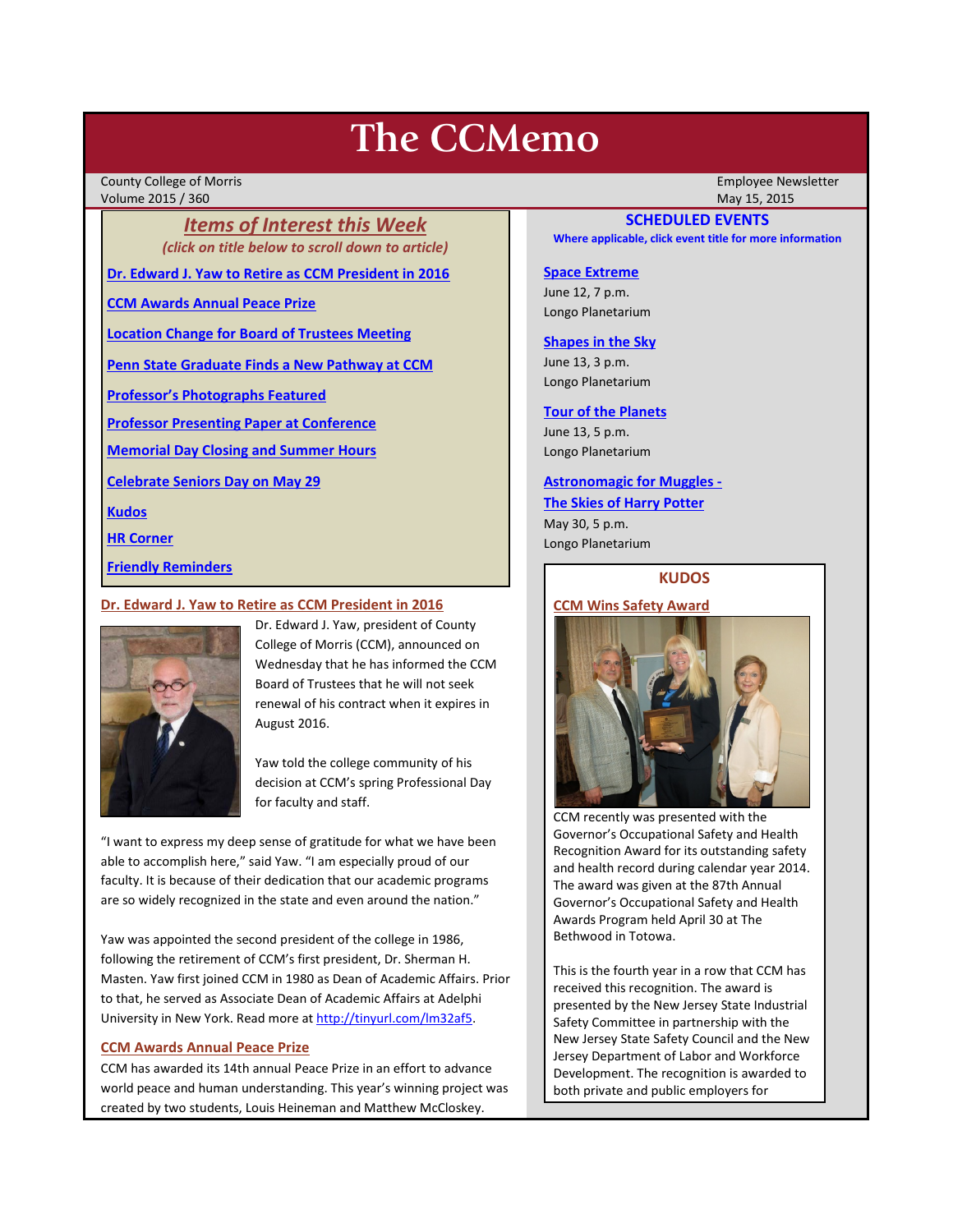# The CCMemo

County College of Morris
Volume 2015 / 360

Employee Newsletter
May 15, 2015

## *Items of Interest this Week*

*(click on title below to scroll down to article)*

- Dr. Edward J. Yaw to Retire as CCM President in 2016
- CCM Awards Annual Peace Prize
- Location Change for Board of Trustees Meeting
- Penn State Graduate Finds a New Pathway at CCM
- Professor's Photographs Featured
- Professor Presenting Paper at Conference
- Memorial Day Closing and Summer Hours
- Celebrate Seniors Day on May 29
- Kudos
- HR Corner
- Friendly Reminders

### Dr. Edward J. Yaw to Retire as CCM President in 2016

Dr. Edward J. Yaw, president of County College of Morris (CCM), announced on Wednesday that he has informed the CCM Board of Trustees that he will not seek renewal of his contract when it expires in August 2016.

Yaw told the college community of his decision at CCM's spring Professional Day for faculty and staff.

"I want to express my deep sense of gratitude for what we have been able to accomplish here," said Yaw. "I am especially proud of our faculty. It is because of their dedication that our academic programs are so widely recognized in the state and even around the nation."

Yaw was appointed the second president of the college in 1986, following the retirement of CCM's first president, Dr. Sherman H. Masten. Yaw first joined CCM in 1980 as Dean of Academic Affairs. Prior to that, he served as Associate Dean of Academic Affairs at Adelphi University in New York. Read more at http://tinyurl.com/lm32af5.

### CCM Awards Annual Peace Prize

CCM has awarded its 14th annual Peace Prize in an effort to advance world peace and human understanding. This year's winning project was created by two students, Louis Heineman and Matthew McCloskey.

## SCHEDULED EVENTS

**Where applicable, click event title for more information**

**Space Extreme**
June 12, 7 p.m.
Longo Planetarium

**Shapes in the Sky**
June 13, 3 p.m.
Longo Planetarium

**Tour of the Planets**
June 13, 5 p.m.
Longo Planetarium

**Astronomagic for Muggles - The Skies of Harry Potter**
May 30, 5 p.m.
Longo Planetarium

## KUDOS

### CCM Wins Safety Award

CCM recently was presented with the Governor's Occupational Safety and Health Recognition Award for its outstanding safety and health record during calendar year 2014. The award was given at the 87th Annual Governor's Occupational Safety and Health Awards Program held April 30 at The Bethwood in Totowa.

This is the fourth year in a row that CCM has received this recognition. The award is presented by the New Jersey State Industrial Safety Committee in partnership with the New Jersey State Safety Council and the New Jersey Department of Labor and Workforce Development. The recognition is awarded to both private and public employers for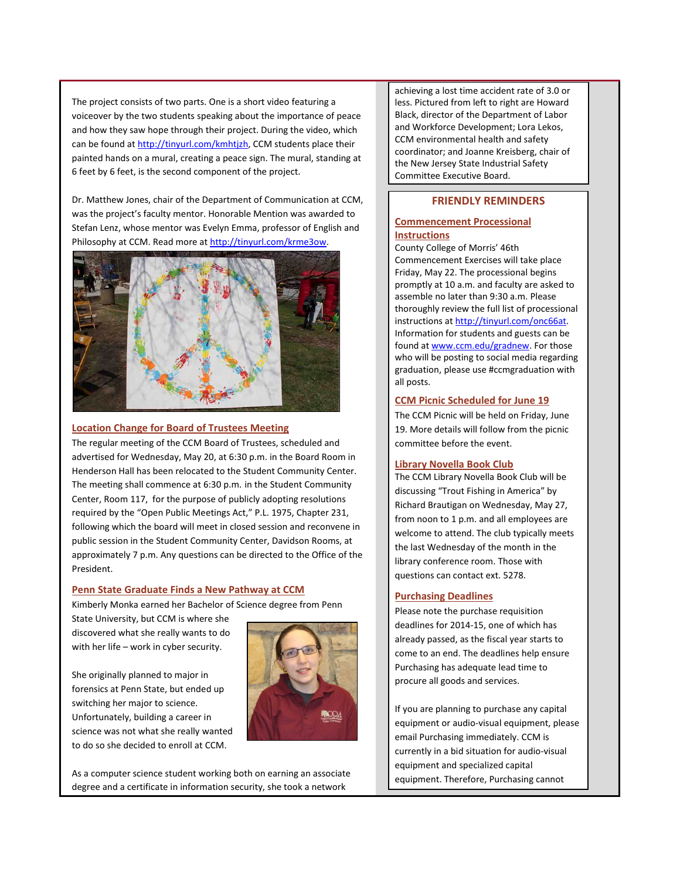The project consists of two parts. One is a short video featuring a voiceover by the two students speaking about the importance of peace and how they saw hope through their project. During the video, which can be found at http://tinyurl.com/kmhtjzh, CCM students place their painted hands on a mural, creating a peace sign. The mural, standing at 6 feet by 6 feet, is the second component of the project.

Dr. Matthew Jones, chair of the Department of Communication at CCM, was the project's faculty mentor. Honorable Mention was awarded to Stefan Lenz, whose mentor was Evelyn Emma, professor of English and Philosophy at CCM. Read more at http://tinyurl.com/krme3ow.

## Location Change for Board of Trustees Meeting

The regular meeting of the CCM Board of Trustees, scheduled and advertised for Wednesday, May 20, at 6:30 p.m. in the Board Room in Henderson Hall has been relocated to the Student Community Center. The meeting shall commence at 6:30 p.m. in the Student Community Center, Room 117, for the purpose of publicly adopting resolutions required by the "Open Public Meetings Act," P.L. 1975, Chapter 231, following which the board will meet in closed session and reconvene in public session in the Student Community Center, Davidson Rooms, at approximately 7 p.m. Any questions can be directed to the Office of the President.

## Penn State Graduate Finds a New Pathway at CCM

Kimberly Monka earned her Bachelor of Science degree from Penn State University, but CCM is where she discovered what she really wants to do with her life – work in cyber security.

She originally planned to major in forensics at Penn State, but ended up switching her major to science. Unfortunately, building a career in science was not what she really wanted to do so she decided to enroll at CCM.

As a computer science student working both on earning an associate degree and a certificate in information security, she took a network

achieving a lost time accident rate of 3.0 or less. Pictured from left to right are Howard Black, director of the Department of Labor and Workforce Development; Lora Lekos, CCM environmental health and safety coordinator; and Joanne Kreisberg, chair of the New Jersey State Industrial Safety Committee Executive Board.

## FRIENDLY REMINDERS

### Commencement Processional Instructions

County College of Morris' 46th Commencement Exercises will take place Friday, May 22. The processional begins promptly at 10 a.m. and faculty are asked to assemble no later than 9:30 a.m. Please thoroughly review the full list of processional instructions at http://tinyurl.com/onc66at. Information for students and guests can be found at www.ccm.edu/gradnew. For those who will be posting to social media regarding graduation, please use #ccmgraduation with all posts.

### CCM Picnic Scheduled for June 19

The CCM Picnic will be held on Friday, June 19. More details will follow from the picnic committee before the event.

### Library Novella Book Club

The CCM Library Novella Book Club will be discussing "Trout Fishing in America" by Richard Brautigan on Wednesday, May 27, from noon to 1 p.m. and all employees are welcome to attend. The club typically meets the last Wednesday of the month in the library conference room. Those with questions can contact ext. 5278.

### Purchasing Deadlines

Please note the purchase requisition deadlines for 2014-15, one of which has already passed, as the fiscal year starts to come to an end. The deadlines help ensure Purchasing has adequate lead time to procure all goods and services.

If you are planning to purchase any capital equipment or audio-visual equipment, please email Purchasing immediately. CCM is currently in a bid situation for audio-visual equipment and specialized capital equipment. Therefore, Purchasing cannot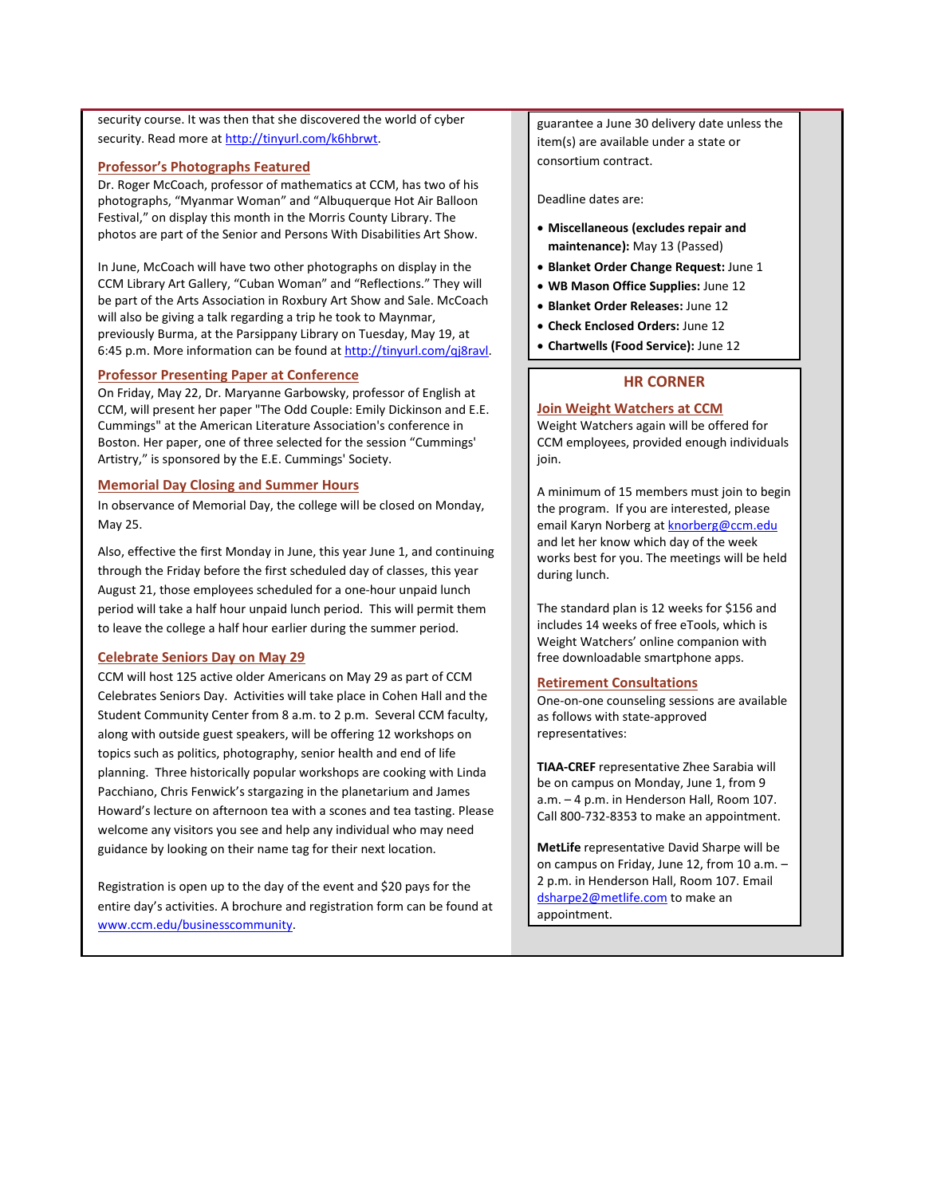security course. It was then that she discovered the world of cyber security. Read more at http://tinyurl.com/k6hbrwt.

### Professor's Photographs Featured

Dr. Roger McCoach, professor of mathematics at CCM, has two of his photographs, "Myanmar Woman" and "Albuquerque Hot Air Balloon Festival," on display this month in the Morris County Library. The photos are part of the Senior and Persons With Disabilities Art Show.

In June, McCoach will have two other photographs on display in the CCM Library Art Gallery, "Cuban Woman" and "Reflections." They will be part of the Arts Association in Roxbury Art Show and Sale. McCoach will also be giving a talk regarding a trip he took to Maynmar, previously Burma, at the Parsippany Library on Tuesday, May 19, at 6:45 p.m. More information can be found at http://tinyurl.com/qj8ravl.

### Professor Presenting Paper at Conference

On Friday, May 22, Dr. Maryanne Garbowsky, professor of English at CCM, will present her paper "The Odd Couple: Emily Dickinson and E.E. Cummings" at the American Literature Association's conference in Boston. Her paper, one of three selected for the session "Cummings' Artistry," is sponsored by the E.E. Cummings' Society.

### Memorial Day Closing and Summer Hours

In observance of Memorial Day, the college will be closed on Monday, May 25.

Also, effective the first Monday in June, this year June 1, and continuing through the Friday before the first scheduled day of classes, this year August 21, those employees scheduled for a one-hour unpaid lunch period will take a half hour unpaid lunch period. This will permit them to leave the college a half hour earlier during the summer period.

### Celebrate Seniors Day on May 29

CCM will host 125 active older Americans on May 29 as part of CCM Celebrates Seniors Day. Activities will take place in Cohen Hall and the Student Community Center from 8 a.m. to 2 p.m. Several CCM faculty, along with outside guest speakers, will be offering 12 workshops on topics such as politics, photography, senior health and end of life planning. Three historically popular workshops are cooking with Linda Pacchiano, Chris Fenwick's stargazing in the planetarium and James Howard's lecture on afternoon tea with a scones and tea tasting. Please welcome any visitors you see and help any individual who may need guidance by looking on their name tag for their next location.

Registration is open up to the day of the event and $20 pays for the entire day's activities. A brochure and registration form can be found at www.ccm.edu/businesscommunity.

guarantee a June 30 delivery date unless the item(s) are available under a state or consortium contract.

Deadline dates are:

- **Miscellaneous (excludes repair and maintenance):** May 13 (Passed)
- **Blanket Order Change Request:** June 1
- **WB Mason Office Supplies:** June 12
- **Blanket Order Releases:** June 12
- **Check Enclosed Orders:** June 12
- **Chartwells (Food Service):** June 12

## HR CORNER

### Join Weight Watchers at CCM

Weight Watchers again will be offered for CCM employees, provided enough individuals join.

A minimum of 15 members must join to begin the program. If you are interested, please email Karyn Norberg at knorberg@ccm.edu and let her know which day of the week works best for you. The meetings will be held during lunch.

The standard plan is 12 weeks for $156 and includes 14 weeks of free eTools, which is Weight Watchers' online companion with free downloadable smartphone apps.

### Retirement Consultations

One-on-one counseling sessions are available as follows with state-approved representatives:

**TIAA-CREF** representative Zhee Sarabia will be on campus on Monday, June 1, from 9 a.m. – 4 p.m. in Henderson Hall, Room 107. Call 800-732-8353 to make an appointment.

**MetLife** representative David Sharpe will be on campus on Friday, June 12, from 10 a.m. – 2 p.m. in Henderson Hall, Room 107. Email dsharpe2@metlife.com to make an appointment.